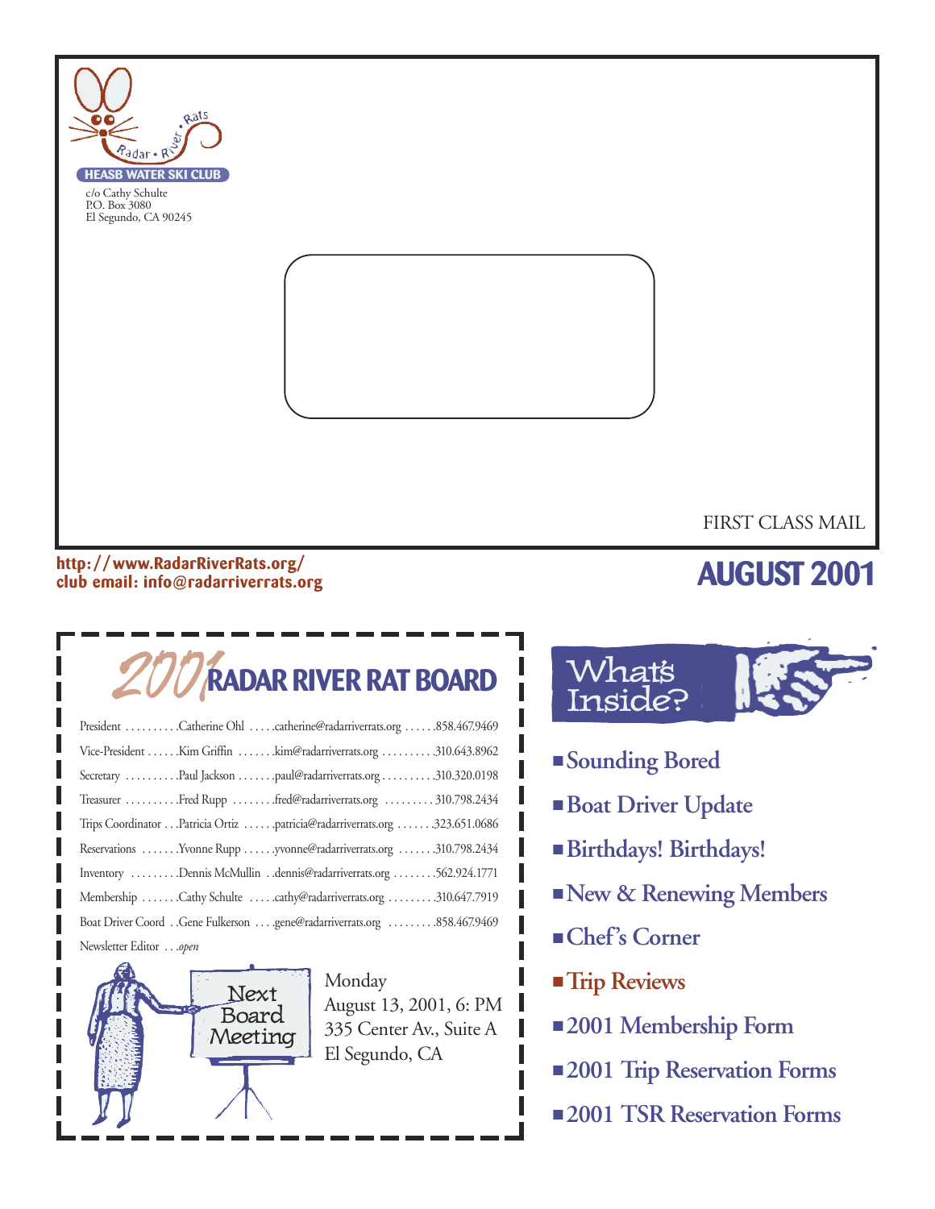Radar • River • Rats

HEASB WATER SKI CLUB

c/o Cathy Schulte
P.O. Box 3080
El Segundo, CA 90245

FIRST CLASS MAIL

http://www.RadarRiverRats.org/
club email: info@radarriverrats.org

# AUGUST 2001

## 2001 RADAR RIVER RAT BOARD

| Position | Name | Email | Phone |
|---|---|---|---|
| President | Catherine Ohl | catherine@radarriverrats.org | 858.467.9469 |
| Vice-President | Kim Griffin | kim@radarriverrats.org | 310.643.8962 |
| Secretary | Paul Jackson | paul@radarriverrats.org | 310.320.0198 |
| Treasurer | Fred Rupp | fred@radarriverrats.org | 310.798.2434 |
| Trips Coordinator | Patricia Ortiz | patricia@radarriverrats.org | 323.651.0686 |
| Reservations | Yvonne Rupp | yvonne@radarriverrats.org | 310.798.2434 |
| Inventory | Dennis McMullin | dennis@radarriverrats.org | 562.924.1771 |
| Membership | Cathy Schulte | cathy@radarriverrats.org | 310.647.7919 |
| Boat Driver Coord | Gene Fulkerson | gene@radarriverrats.org | 858.467.9469 |
| Newsletter Editor | *open* | | |

**Next Board Meeting**

Monday
August 13, 2001, 6: PM
335 Center Av., Suite A
El Segundo, CA

## What's Inside?

- Sounding Bored
- Boat Driver Update
- Birthdays! Birthdays!
- New & Renewing Members
- Chef's Corner
- Trip Reviews
- 2001 Membership Form
- 2001 Trip Reservation Forms
- 2001 TSR Reservation Forms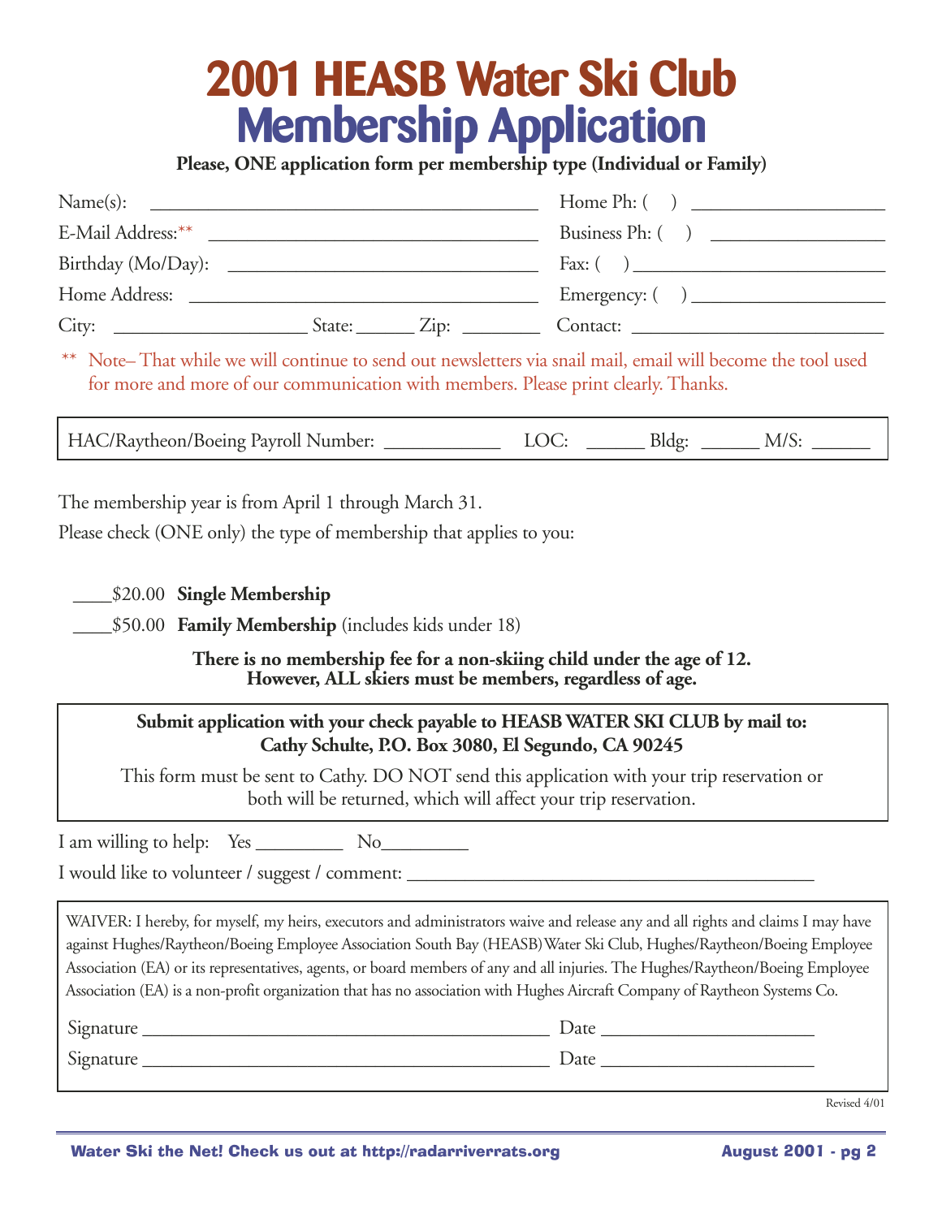# 2001 HEASB Water Ski Club
# Membership Application

**Please, ONE application form per membership type (Individual or Family)**

Name(s): ________________________________________ Home Ph: (    ) ____________________

E-Mail Address:** ________________________________ Business Ph: (    ) __________________

Birthday (Mo/Day): ______________________________ Fax: (    ) __________________________

Home Address: __________________________________ Emergency: (    ) ____________________

City: ____________________ State: ______ Zip: ________ Contact: __________________________

** Note– That while we will continue to send out newsletters via snail mail, email will become the tool used for more and more of our communication with members. Please print clearly. Thanks.

HAC/Raytheon/Boeing Payroll Number: ____________ LOC: ______ Bldg: ______ M/S: ______

The membership year is from April 1 through March 31.

Please check (ONE only) the type of membership that applies to you:

____$20.00 **Single Membership**

____$50.00 **Family Membership** (includes kids under 18)

**There is no membership fee for a non-skiing child under the age of 12.**
**However, ALL skiers must be members, regardless of age.**

**Submit application with your check payable to HEASB WATER SKI CLUB by mail to:**
**Cathy Schulte, P.O. Box 3080, El Segundo, CA 90245**

This form must be sent to Cathy. DO NOT send this application with your trip reservation or both will be returned, which will affect your trip reservation.

I am willing to help: Yes _________ No_________

I would like to volunteer / suggest / comment: __________________________________________

WAIVER: I hereby, for myself, my heirs, executors and administrators waive and release any and all rights and claims I may have against Hughes/Raytheon/Boeing Employee Association South Bay (HEASB) Water Ski Club, Hughes/Raytheon/Boeing Employee Association (EA) or its representatives, agents, or board members of any and all injuries. The Hughes/Raytheon/Boeing Employee Association (EA) is a non-profit organization that has no association with Hughes Aircraft Company of Raytheon Systems Co.

Signature ____________________________________________ Date ______________________

Signature ____________________________________________ Date ______________________

Revised 4/01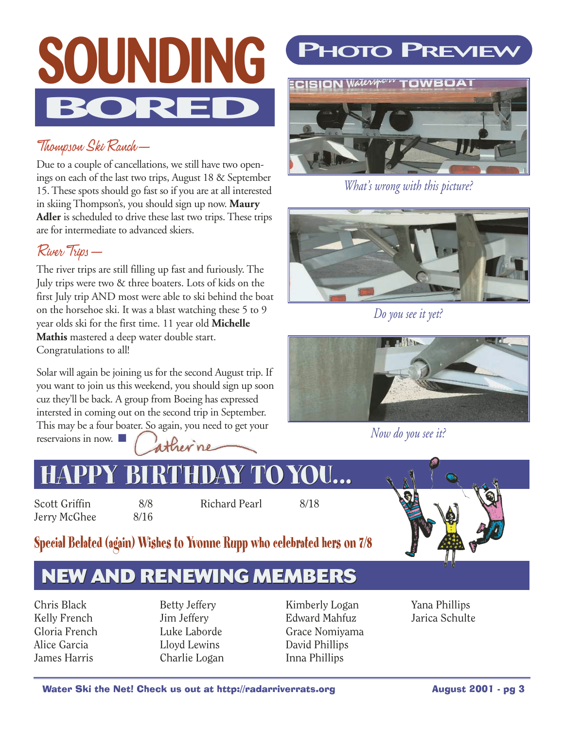# SOUNDING BORED

## Thompson Ski Ranch—

Due to a couple of cancellations, we still have two openings on each of the last two trips, August 18 & September 15. These spots should go fast so if you are at all interested in skiing Thompson's, you should sign up now. **Maury Adler** is scheduled to drive these last two trips. These trips are for intermediate to advanced skiers.

## River Trips—

The river trips are still filling up fast and furiously. The July trips were two & three boaters. Lots of kids on the first July trip AND most were able to ski behind the boat on the horsehoe ski. It was a blast watching these 5 to 9 year olds ski for the first time. 11 year old **Michelle Mathis** mastered a deep water double start. Congratulations to all!

Solar will again be joining us for the second August trip. If you want to join us this weekend, you should sign up soon cuz they'll be back. A group from Boeing has expressed intersted in coming out on the second trip in September. This may be a four boater. So again, you need to get your reservaions in now. ■ Catherine

# PHOTO PREVIEW

*What's wrong with this picture?*

*Do you see it yet?*

*Now do you see it?*

# HAPPY BIRTHDAY TO YOU...

| | | | |
|---|---|---|---|
| Scott Griffin | 8/8 | Richard Pearl | 8/18 |
| Jerry McGhee | 8/16 | | |

**Special Belated (again) Wishes to Yvonne Rupp who celebrated hers on 7/8**

# NEW AND RENEWING MEMBERS

Chris Black
Kelly French
Gloria French
Alice Garcia
James Harris
Betty Jeffery
Jim Jeffery
Luke Laborde
Lloyd Lewins
Charlie Logan
Kimberly Logan
Edward Mahfuz
Grace Nomiyama
David Phillips
Inna Phillips
Yana Phillips
Jarica Schulte

**Water Ski the Net! Check us out at http://radarriverrats.org**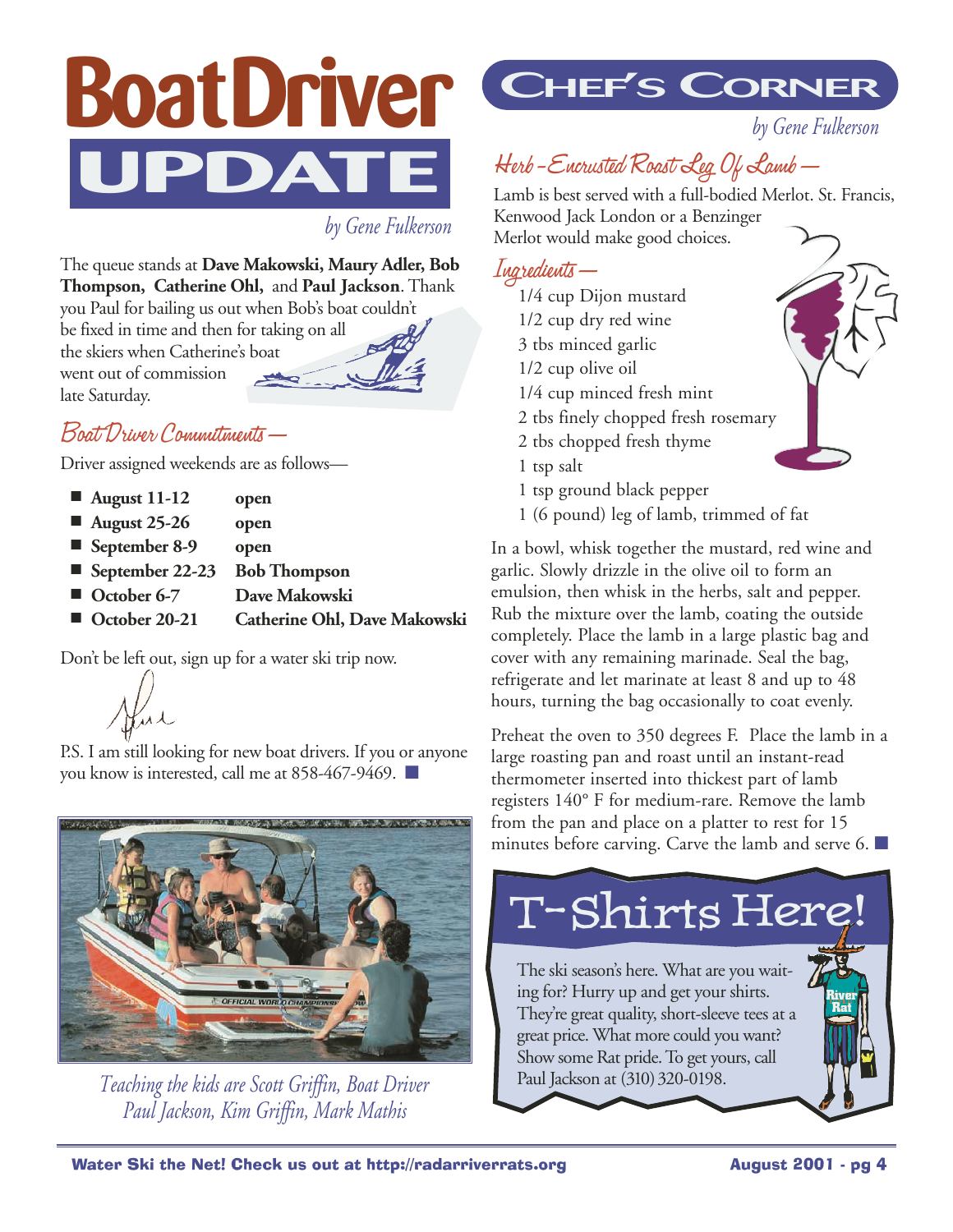# Boat Driver UPDATE

*by Gene Fulkerson*

The queue stands at **Dave Makowski, Maury Adler, Bob Thompson, Catherine Ohl,** and **Paul Jackson**. Thank you Paul for bailing us out when Bob's boat couldn't be fixed in time and then for taking on all the skiers when Catherine's boat went out of commission late Saturday.

## Boat Driver Commitments —

Driver assigned weekends are as follows—

- **August 11-12** — **open**
- **August 25-26** — **open**
- **September 8-9** — **open**
- **September 22-23** — **Bob Thompson**
- **October 6-7** — **Dave Makowski**
- **October 20-21** — **Catherine Ohl, Dave Makowski**

Don't be left out, sign up for a water ski trip now.

Paul

P.S. I am still looking for new boat drivers. If you or anyone you know is interested, call me at 858-467-9469.

*Teaching the kids are Scott Griffin, Boat Driver Paul Jackson, Kim Griffin, Mark Mathis*

# Chef's Corner

*by Gene Fulkerson*

## Herb-Encrusted Roast Leg Of Lamb —

Lamb is best served with a full-bodied Merlot. St. Francis, Kenwood Jack London or a Benzinger Merlot would make good choices.

### Ingredients —

- 1/4 cup Dijon mustard
- 1/2 cup dry red wine
- 3 tbs minced garlic
- 1/2 cup olive oil
- 1/4 cup minced fresh mint
- 2 tbs finely chopped fresh rosemary
- 2 tbs chopped fresh thyme
- 1 tsp salt
- 1 tsp ground black pepper
- 1 (6 pound) leg of lamb, trimmed of fat

In a bowl, whisk together the mustard, red wine and garlic. Slowly drizzle in the olive oil to form an emulsion, then whisk in the herbs, salt and pepper. Rub the mixture over the lamb, coating the outside completely. Place the lamb in a large plastic bag and cover with any remaining marinade. Seal the bag, refrigerate and let marinate at least 8 and up to 48 hours, turning the bag occasionally to coat evenly.

Preheat the oven to 350 degrees F. Place the lamb in a large roasting pan and roast until an instant-read thermometer inserted into thickest part of lamb registers 140° F for medium-rare. Remove the lamb from the pan and place on a platter to rest for 15 minutes before carving. Carve the lamb and serve 6.

# T-Shirts Here!

The ski season's here. What are you waiting for? Hurry up and get your shirts. They're great quality, short-sleeve tees at a great price. What more could you want? Show some Rat pride. To get yours, call Paul Jackson at (310) 320-0198.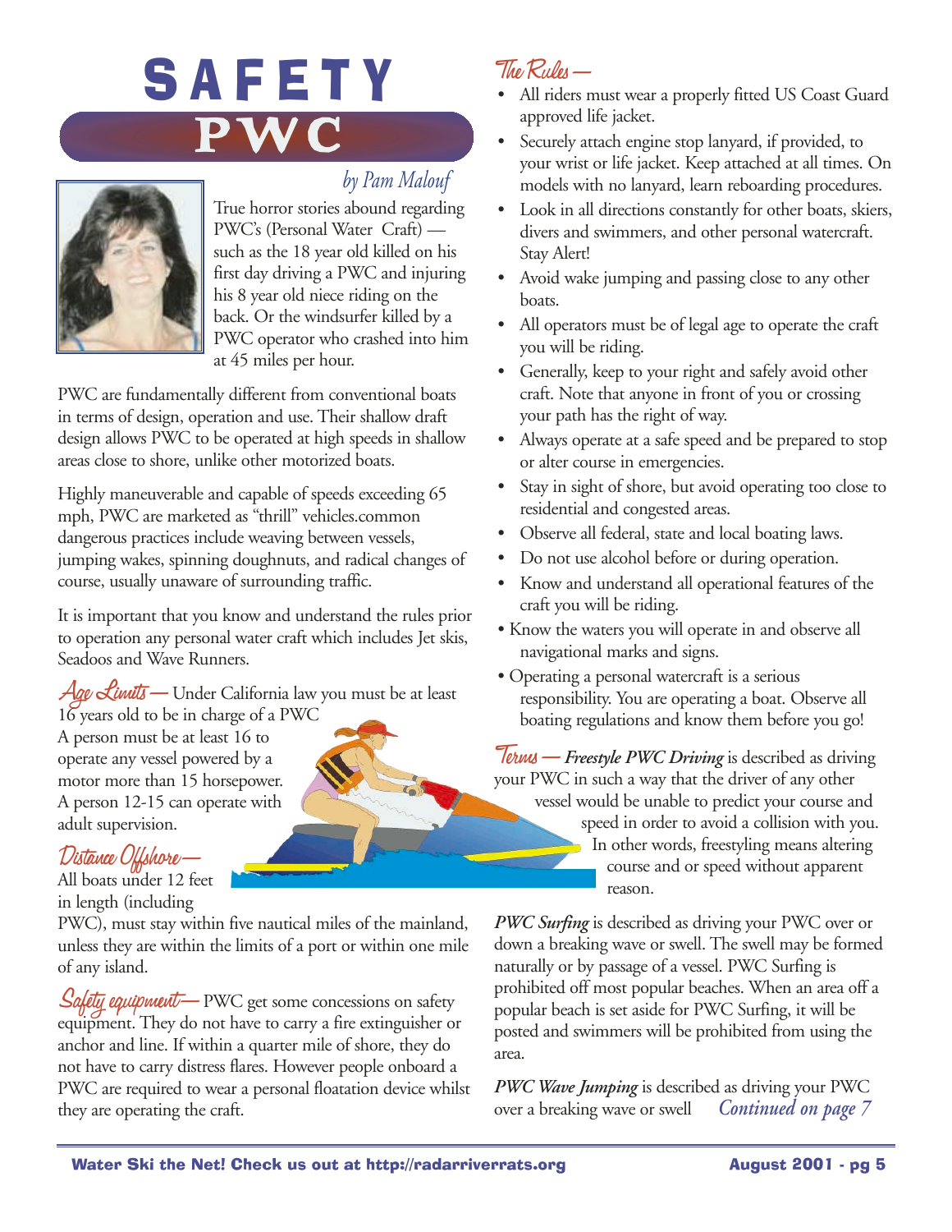# SAFETY PWC

*by Pam Malouf*

True horror stories abound regarding PWC's (Personal Water Craft) — such as the 18 year old killed on his first day driving a PWC and injuring his 8 year old niece riding on the back. Or the windsurfer killed by a PWC operator who crashed into him at 45 miles per hour.

PWC are fundamentally different from conventional boats in terms of design, operation and use. Their shallow draft design allows PWC to be operated at high speeds in shallow areas close to shore, unlike other motorized boats.

Highly maneuverable and capable of speeds exceeding 65 mph, PWC are marketed as "thrill" vehicles.common dangerous practices include weaving between vessels, jumping wakes, spinning doughnuts, and radical changes of course, usually unaware of surrounding traffic.

It is important that you know and understand the rules prior to operation any personal water craft which includes Jet skis, Seadoos and Wave Runners.

*Age Limits* — Under California law you must be at least 16 years old to be in charge of a PWC A person must be at least 16 to operate any vessel powered by a motor more than 15 horsepower. A person 12-15 can operate with adult supervision.

*Distance Offshore* — All boats under 12 feet in length (including PWC), must stay within five nautical miles of the mainland, unless they are within the limits of a port or within one mile of any island.

*Safety equipment* — PWC get some concessions on safety equipment. They do not have to carry a fire extinguisher or anchor and line. If within a quarter mile of shore, they do not have to carry distress flares. However people onboard a PWC are required to wear a personal floatation device whilst they are operating the craft.

*The Rules* —

- All riders must wear a properly fitted US Coast Guard approved life jacket.
- Securely attach engine stop lanyard, if provided, to your wrist or life jacket. Keep attached at all times. On models with no lanyard, learn reboarding procedures.
- Look in all directions constantly for other boats, skiers, divers and swimmers, and other personal watercraft. Stay Alert!
- Avoid wake jumping and passing close to any other boats.
- All operators must be of legal age to operate the craft you will be riding.
- Generally, keep to your right and safely avoid other craft. Note that anyone in front of you or crossing your path has the right of way.
- Always operate at a safe speed and be prepared to stop or alter course in emergencies.
- Stay in sight of shore, but avoid operating too close to residential and congested areas.
- Observe all federal, state and local boating laws.
- Do not use alcohol before or during operation.
- Know and understand all operational features of the craft you will be riding.
- Know the waters you will operate in and observe all navigational marks and signs.
- Operating a personal watercraft is a serious responsibility. You are operating a boat. Observe all boating regulations and know them before you go!

*Terms* — ***Freestyle PWC Driving*** is described as driving your PWC in such a way that the driver of any other vessel would be unable to predict your course and speed in order to avoid a collision with you. In other words, freestyling means altering course and or speed without apparent reason.

***PWC Surfing*** is described as driving your PWC over or down a breaking wave or swell. The swell may be formed naturally or by passage of a vessel. PWC Surfing is prohibited off most popular beaches. When an area off a popular beach is set aside for PWC Surfing, it will be posted and swimmers will be prohibited from using the area.

***PWC Wave Jumping*** is described as driving your PWC over a breaking wave or swell *Continued on page 7*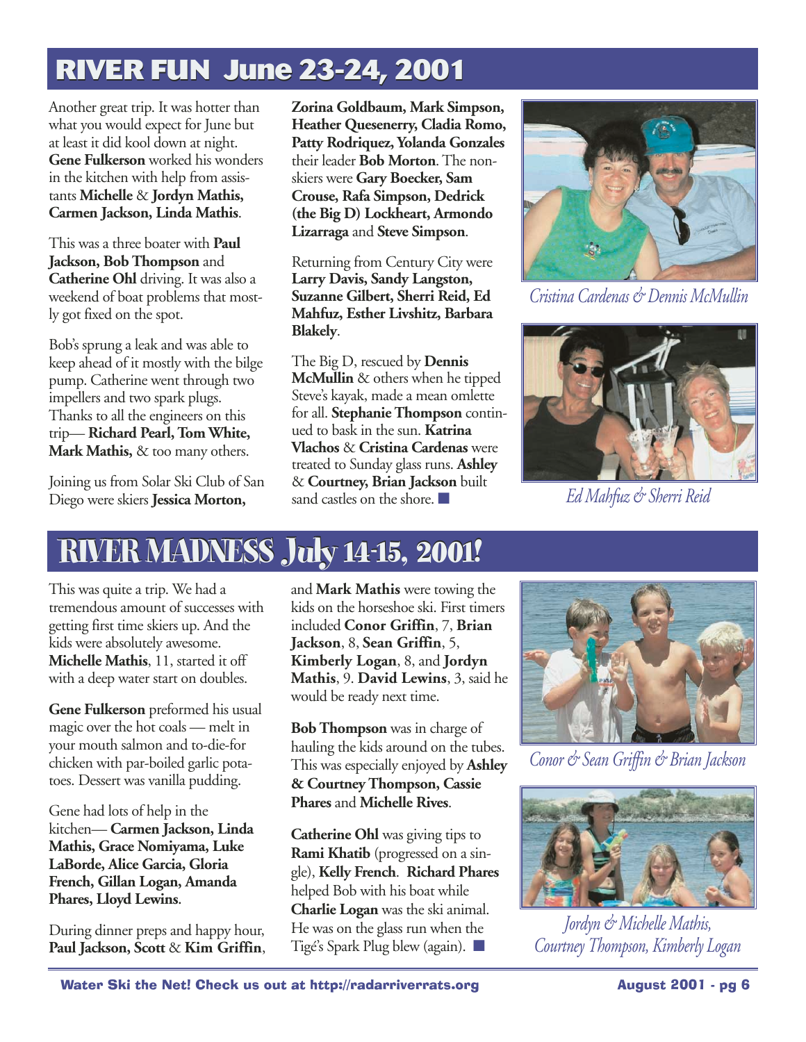# RIVER FUN June 23-24, 2001

Another great trip. It was hotter than what you would expect for June but at least it did kool down at night. **Gene Fulkerson** worked his wonders in the kitchen with help from assistants **Michelle** & **Jordyn Mathis, Carmen Jackson, Linda Mathis**.

This was a three boater with **Paul Jackson, Bob Thompson** and **Catherine Ohl** driving. It was also a weekend of boat problems that mostly got fixed on the spot.

Bob's sprung a leak and was able to keep ahead of it mostly with the bilge pump. Catherine went through two impellers and two spark plugs. Thanks to all the engineers on this trip— **Richard Pearl, Tom White, Mark Mathis,** & too many others.

Joining us from Solar Ski Club of San Diego were skiers **Jessica Morton, Zorina Goldbaum, Mark Simpson, Heather Quesenerry, Cladia Romo, Patty Rodriquez, Yolanda Gonzales** their leader **Bob Morton**. The non-skiers were **Gary Boecker, Sam Crouse, Rafa Simpson, Dedrick (the Big D) Lockheart, Armondo Lizarraga** and **Steve Simpson**.

Returning from Century City were **Larry Davis, Sandy Langston, Suzanne Gilbert, Sherri Reid, Ed Mahfuz, Esther Livshitz, Barbara Blakely**.

The Big D, rescued by **Dennis McMullin** & others when he tipped Steve's kayak, made a mean omlette for all. **Stephanie Thompson** continued to bask in the sun. **Katrina Vlachos** & **Cristina Cardenas** were treated to Sunday glass runs. **Ashley** & **Courtney, Brian Jackson** built sand castles on the shore. ■

*Cristina Cardenas & Dennis McMullin*

*Ed Mahfuz & Sherri Reid*

# RIVER MADNESS July 14-15, 2001!

This was quite a trip. We had a tremendous amount of successes with getting first time skiers up. And the kids were absolutely awesome. **Michelle Mathis**, 11, started it off with a deep water start on doubles.

**Gene Fulkerson** preformed his usual magic over the hot coals — melt in your mouth salmon and to-die-for chicken with par-boiled garlic potatoes. Dessert was vanilla pudding.

Gene had lots of help in the kitchen— **Carmen Jackson, Linda Mathis, Grace Nomiyama, Luke LaBorde, Alice Garcia, Gloria French, Gillan Logan, Amanda Phares, Lloyd Lewins**.

During dinner preps and happy hour, **Paul Jackson, Scott** & **Kim Griffin**, and **Mark Mathis** were towing the kids on the horseshoe ski. First timers included **Conor Griffin**, 7, **Brian Jackson**, 8, **Sean Griffin**, 5, **Kimberly Logan**, 8, and **Jordyn Mathis**, 9. **David Lewins**, 3, said he would be ready next time.

**Bob Thompson** was in charge of hauling the kids around on the tubes. This was especially enjoyed by **Ashley & Courtney Thompson, Cassie Phares** and **Michelle Rives**.

**Catherine Ohl** was giving tips to **Rami Khatib** (progressed on a single), **Kelly French**. **Richard Phares** helped Bob with his boat while **Charlie Logan** was the ski animal. He was on the glass run when the Tigé's Spark Plug blew (again). ■

*Conor & Sean Griffin & Brian Jackson*

*Jordyn & Michelle Mathis, Courtney Thompson, Kimberly Logan*

Water Ski the Net! Check us out at http://radarriverrats.org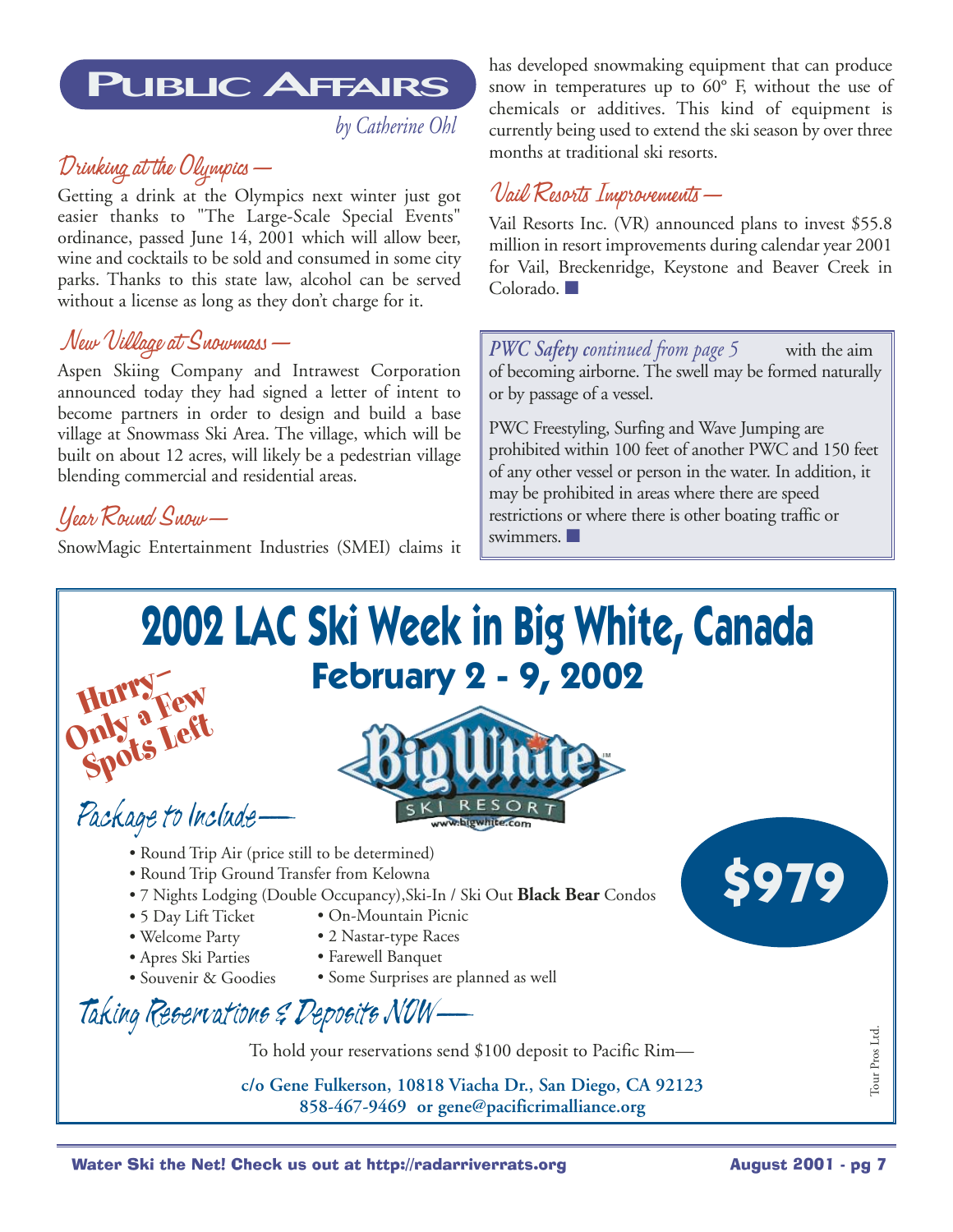# Public Affairs

*by Catherine Ohl*

## Drinking at the Olympics —

Getting a drink at the Olympics next winter just got easier thanks to "The Large-Scale Special Events" ordinance, passed June 14, 2001 which will allow beer, wine and cocktails to be sold and consumed in some city parks. Thanks to this state law, alcohol can be served without a license as long as they don't charge for it.

## New Village at Snowmass —

Aspen Skiing Company and Intrawest Corporation announced today they had signed a letter of intent to become partners in order to design and build a base village at Snowmass Ski Area. The village, which will be built on about 12 acres, will likely be a pedestrian village blending commercial and residential areas.

## Year Round Snow —

SnowMagic Entertainment Industries (SMEI) claims it has developed snowmaking equipment that can produce snow in temperatures up to 60° F, without the use of chemicals or additives. This kind of equipment is currently being used to extend the ski season by over three months at traditional ski resorts.

## Vail Resorts Improvements —

Vail Resorts Inc. (VR) announced plans to invest $55.8 million in resort improvements during calendar year 2001 for Vail, Breckenridge, Keystone and Beaver Creek in Colorado. ■

*PWC Safety continued from page 5* with the aim of becoming airborne. The swell may be formed naturally or by passage of a vessel.

PWC Freestyling, Surfing and Wave Jumping are prohibited within 100 feet of another PWC and 150 feet of any other vessel or person in the water. In addition, it may be prohibited in areas where there are speed restrictions or where there is other boating traffic or swimmers. ■

# 2002 LAC Ski Week in Big White, Canada

## February 2 - 9, 2002

**Hurry— Only a Few Spots Left**

Big White Ski Resort
www.bigwhite.com

**$979**

### Package to Include—

- Round Trip Air (price still to be determined)
- Round Trip Ground Transfer from Kelowna
- 7 Nights Lodging (Double Occupancy),Ski-In / Ski Out **Black Bear** Condos
- 5 Day Lift Ticket
- Welcome Party
- Apres Ski Parties
- Souvenir & Goodies
- On-Mountain Picnic
- 2 Nastar-type Races
- Farewell Banquet
- Some Surprises are planned as well

### Taking Reservations & Deposits NOW—

To hold your reservations send $100 deposit to Pacific Rim—

**c/o Gene Fulkerson, 10818 Viacha Dr., San Diego, CA 92123**
**858-467-9469 or gene@pacificrimalliance.org**

Tour Pros Ltd.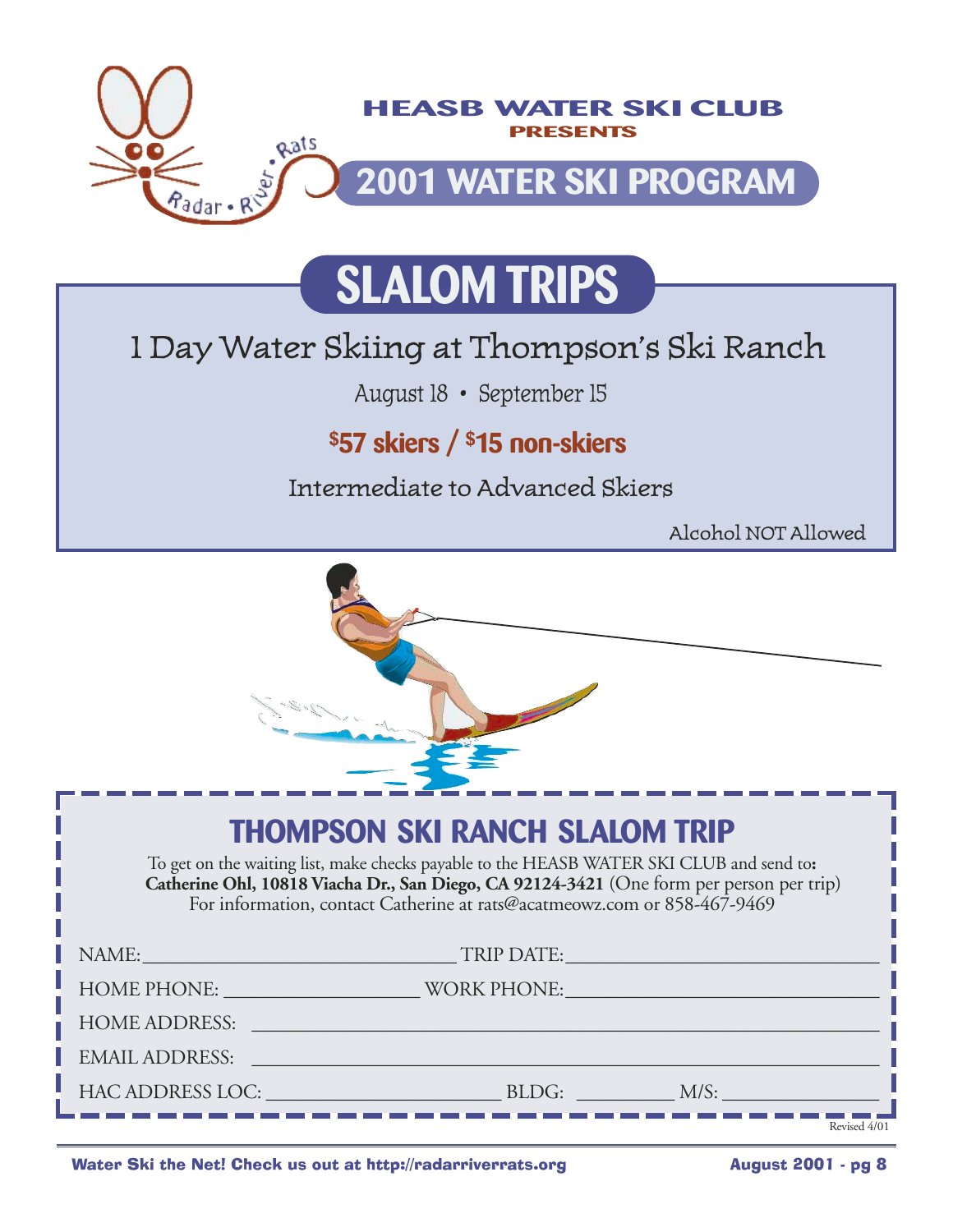**HEASB WATER SKI CLUB**
**PRESENTS**

# 2001 WATER SKI PROGRAM

## SLALOM TRIPS

### 1 Day Water Skiing at Thompson's Ski Ranch

August 18 • September 15

**$57 skiers / $15 non-skiers**

Intermediate to Advanced Skiers

Alcohol NOT Allowed

## THOMPSON SKI RANCH SLALOM TRIP

To get on the waiting list, make checks payable to the HEASB WATER SKI CLUB and send to**:**
**Catherine Ohl, 10818 Viacha Dr., San Diego, CA 92124-3421** (One form per person per trip)
For information, contact Catherine at rats@acatmeowz.com or 858-467-9469

NAME: ______________________________ TRIP DATE: ______________________________

HOME PHONE: __________________ WORK PHONE: ______________________________

HOME ADDRESS: ____________________________________________________________

EMAIL ADDRESS: ____________________________________________________________

HAC ADDRESS LOC: ______________________ BLDG: _________ M/S: _______________

Revised 4/01

Water Ski the Net! Check us out at http://radarriverrats.org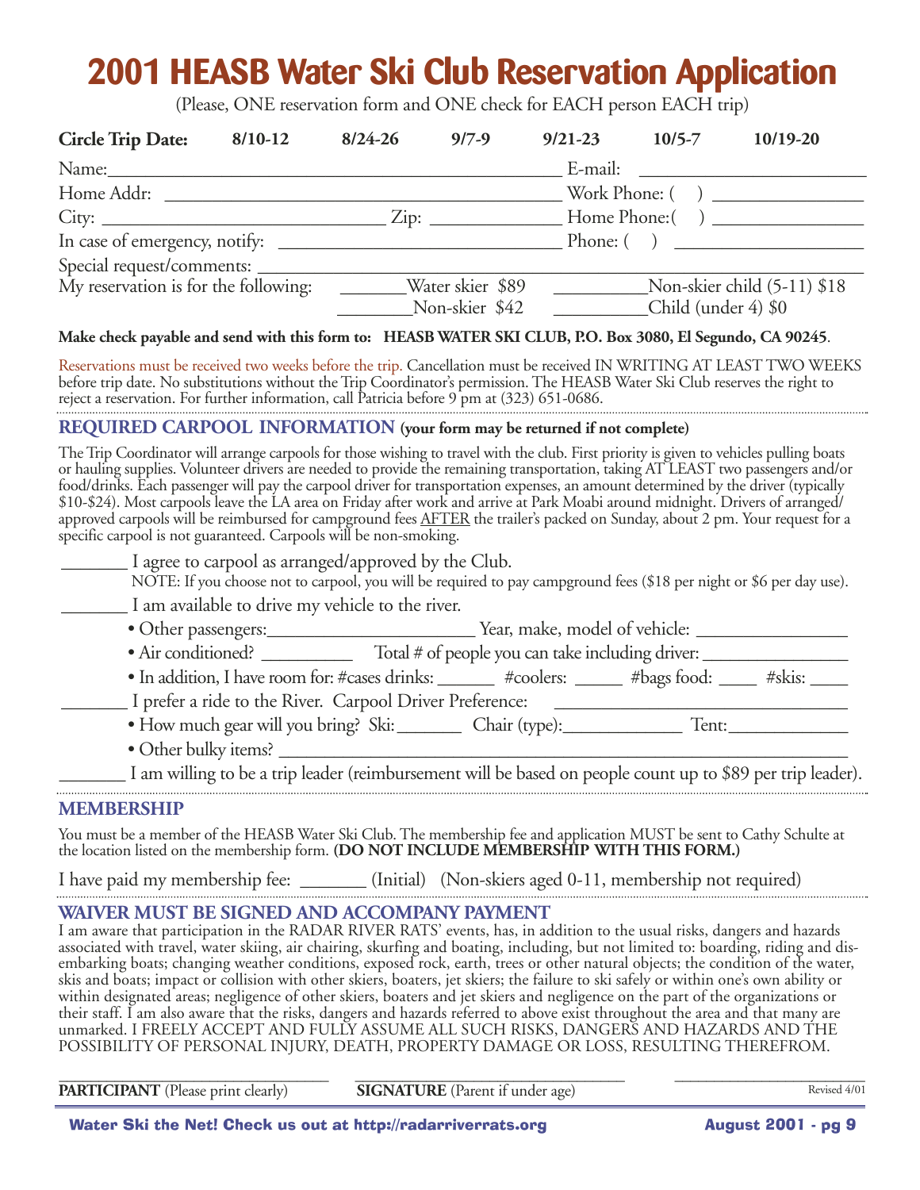# 2001 HEASB Water Ski Club Reservation Application

(Please, ONE reservation form and ONE check for EACH person EACH trip)

**Circle Trip Date:** **8/10-12** **8/24-26** **9/7-9** **9/21-23** **10/5-7** **10/19-20**

Name:_______________________________________________ E-mail: _______________________

Home Addr: __________________________________________ Work Phone: ( ) _______________

City: ______________________________ Zip: _____________ Home Phone:( ) ________________

In case of emergency, notify: ______________________________ Phone: ( ) ___________________

Special request/comments: ______________________________________________________________

My reservation is for the following: ______Water skier $89 __________Non-skier child (5-11) $18

________Non-skier $42 __________Child (under 4) $0

**Make check payable and send with this form to: HEASB WATER SKI CLUB, P.O. Box 3080, El Segundo, CA 90245**.

Reservations must be received two weeks before the trip. Cancellation must be received IN WRITING AT LEAST TWO WEEKS before trip date. No substitutions without the Trip Coordinator's permission. The HEASB Water Ski Club reserves the right to reject a reservation. For further information, call Patricia before 9 pm at (323) 651-0686.

## REQUIRED CARPOOL INFORMATION **(your form may be returned if not complete)**

The Trip Coordinator will arrange carpools for those wishing to travel with the club. First priority is given to vehicles pulling boats or hauling supplies. Volunteer drivers are needed to provide the remaining transportation, taking AT LEAST two passengers and/or food/drinks. Each passenger will pay the carpool driver for transportation expenses, an amount determined by the driver (typically $10-$24). Most carpools leave the LA area on Friday after work and arrive at Park Moabi around midnight. Drivers of arranged/approved carpools will be reimbursed for campground fees AFTER the trailer's packed on Sunday, about 2 pm. Your request for a specific carpool is not guaranteed. Carpools will be non-smoking.

_______ I agree to carpool as arranged/approved by the Club.

NOTE: If you choose not to carpool, you will be required to pay campground fees ($18 per night or $6 per day use).

_______ I am available to drive my vehicle to the river.

- Other passengers:______________________ Year, make, model of vehicle: ________________
- Air conditioned? __________ Total # of people you can take including driver: _______________
- In addition, I have room for: #cases drinks: ______ #coolers: _____ #bags food: ____ #skis: ____

_______ I prefer a ride to the River. Carpool Driver Preference: ______________________________

- How much gear will you bring? Ski:_______ Chair (type):_____________ Tent:_____________
- Other bulky items? ______________________________________________________________

_______ I am willing to be a trip leader (reimbursement will be based on people count up to $89 per trip leader).

## MEMBERSHIP

You must be a member of the HEASB Water Ski Club. The membership fee and application MUST be sent to Cathy Schulte at the location listed on the membership form. **(DO NOT INCLUDE MEMBERSHIP WITH THIS FORM.)**

I have paid my membership fee: _______ (Initial) (Non-skiers aged 0-11, membership not required)

## WAIVER MUST BE SIGNED AND ACCOMPANY PAYMENT

I am aware that participation in the RADAR RIVER RATS' events, has, in addition to the usual risks, dangers and hazards associated with travel, water skiing, air chairing, skurfing and boating, including, but not limited to: boarding, riding and disembarking boats; changing weather conditions, exposed rock, earth, trees or other natural objects; the condition of the water, skis and boats; impact or collision with other skiers, boaters, jet skiers; the failure to ski safely or within one's own ability or within designated areas; negligence of other skiers, boaters and jet skiers and negligence on the part of the organizations or their staff. I am also aware that the risks, dangers and hazards referred to above exist throughout the area and that many are unmarked. I FREELY ACCEPT AND FULLY ASSUME ALL SUCH RISKS, DANGERS AND HAZARDS AND THE POSSIBILITY OF PERSONAL INJURY, DEATH, PROPERTY DAMAGE OR LOSS, RESULTING THEREFROM.

______________________________ ______________________________ ______________________

**PARTICIPANT** (Please print clearly) **SIGNATURE** (Parent if under age)

Revised 4/01

**Water Ski the Net! Check us out at http://radarriverrats.org**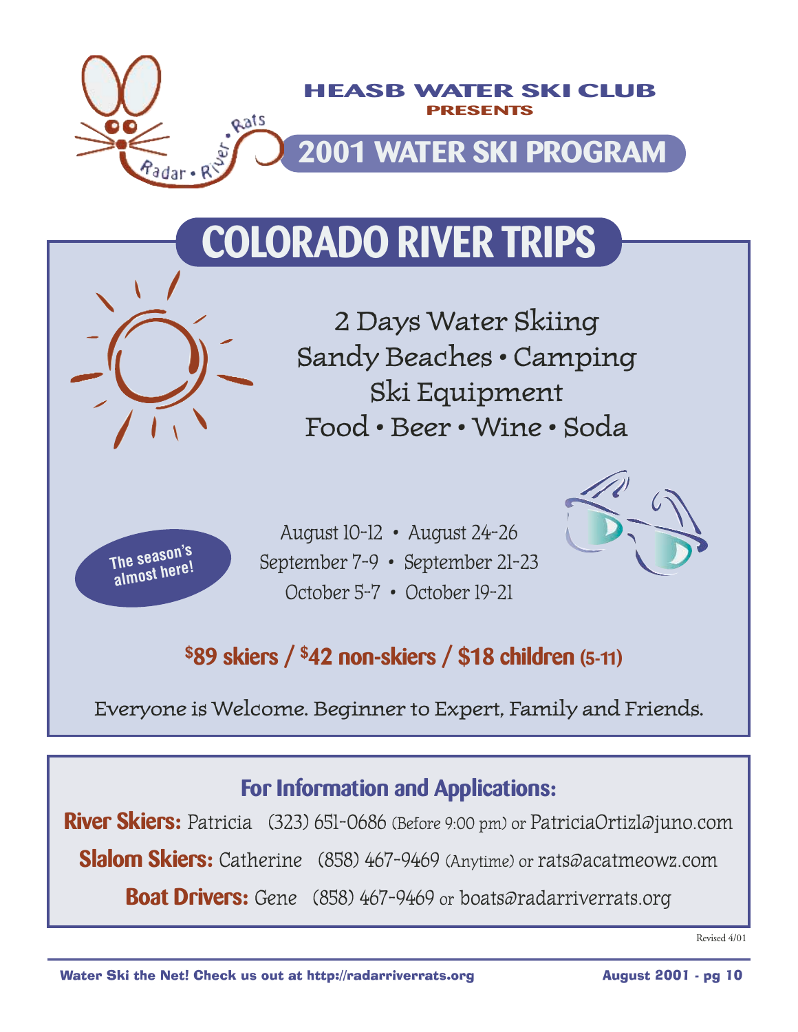Radar • River • Rats

**HEASB WATER SKI CLUB**
**PRESENTS**

# 2001 WATER SKI PROGRAM

## COLORADO RIVER TRIPS

2 Days Water Skiing
Sandy Beaches • Camping
Ski Equipment
Food • Beer • Wine • Soda

The season's almost here!

August 10-12 • August 24-26
September 7-9 • September 21-23
October 5-7 • October 19-21

**$89 skiers / $42 non-skiers / $18 children (5-11)**

Everyone is Welcome. Beginner to Expert, Family and Friends.

### For Information and Applications:

**River Skiers:** Patricia (323) 651-0686 (Before 9:00 pm) or PatriciaOrtizl@juno.com

**Slalom Skiers:** Catherine (858) 467-9469 (Anytime) or rats@acatmeowz.com

**Boat Drivers:** Gene (858) 467-9469 or boats@radarriverrats.org

Revised 4/01